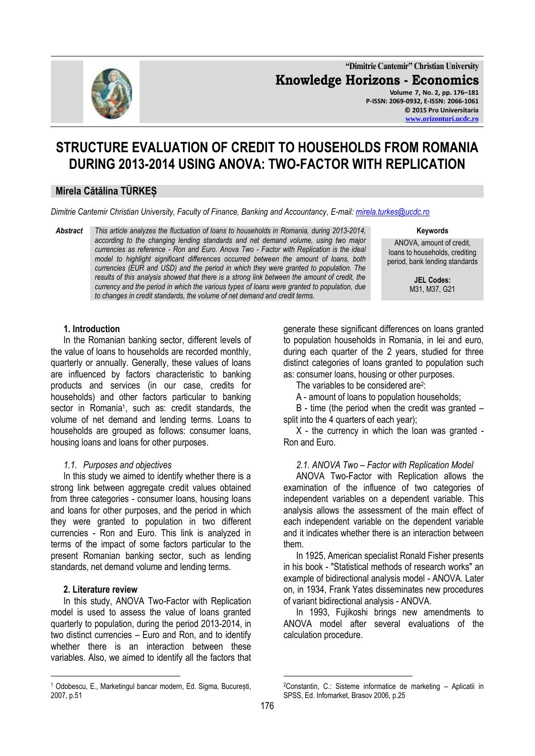# STRUCTURE EVALUATION OF CREDIT TO HOUSEHOLDS FROM ROMANIA DURING 2013-2014 USING ANOVA: TWO-FACTOR WITH REPLICATION

## Mirela Cătălina TÜRKEȘ

*Dimitrie Cantemir Christian University, Faculty of Finance, Banking and Accountancy, E-mail: mirela.turkes@ucdc.ro*

**Abstract** *This article analyzes the fluctuation of loans to households in Romania, during 2013-2014, according to the changing lending standards and net demand volume, using two major currencies as reference - Ron and Euro. Anova Two - Factor with Replication is the ideal model to highlight significant differences occurred between the amount of loans, both currencies (EUR and USD) and the period in which they were granted to population. The results of this analysis showed that there is a strong link between the amount of credit, the currency and the period in which the various types of loans were granted to population, due to changes in credit standards, the volume of net demand and credit terms.*

**Keywords**
ANOVA, amount of credit, loans to households, crediting period, bank lending standards

**JEL Codes:**
M31, M37, G21

### 1. Introduction

In the Romanian banking sector, different levels of the value of loans to households are recorded monthly, quarterly or annually. Generally, these values of loans are influenced by factors characteristic to banking products and services (in our case, credits for households) and other factors particular to banking sector in Romania[1], such as: credit standards, the volume of net demand and lending terms. Loans to households are grouped as follows: consumer loans, housing loans and loans for other purposes.

#### *1.1. Purposes and objectives*

In this study we aimed to identify whether there is a strong link between aggregate credit values obtained from three categories - consumer loans, housing loans and loans for other purposes, and the period in which they were granted to population in two different currencies - Ron and Euro. This link is analyzed in terms of the impact of some factors particular to the present Romanian banking sector, such as lending standards, net demand volume and lending terms.

### 2. Literature review

In this study, ANOVA Two-Factor with Replication model is used to assess the value of loans granted quarterly to population, during the period 2013-2014, in two distinct currencies – Euro and Ron, and to identify whether there is an interaction between these variables. Also, we aimed to identify all the factors that generate these significant differences on loans granted to population households in Romania, in lei and euro, during each quarter of the 2 years, studied for three distinct categories of loans granted to population such as: consumer loans, housing or other purposes.

The variables to be considered are[2]:

A - amount of loans to population households;

B - time (the period when the credit was granted – split into the 4 quarters of each year);

X - the currency in which the loan was granted - Ron and Euro.

#### *2.1. ANOVA Two – Factor with Replication Model*

ANOVA Two-Factor with Replication allows the examination of the influence of two categories of independent variables on a dependent variable. This analysis allows the assessment of the main effect of each independent variable on the dependent variable and it indicates whether there is an interaction between them.

In 1925, American specialist Ronald Fisher presents in his book - "Statistical methods of research works" an example of bidirectional analysis model - ANOVA. Later on, in 1934, Frank Yates disseminates new procedures of variant bidirectional analysis - ANOVA.

In 1993, Fujikoshi brings new amendments to ANOVA model after several evaluations of the calculation procedure.

---

[1] Odobescu, E., Marketingul bancar modern, Ed. Sigma, București, 2007, p.51

[2] Constantin, C.: Sisteme informatice de marketing – Aplicatii in SPSS, Ed. Infomarket, Brasov 2006, p.25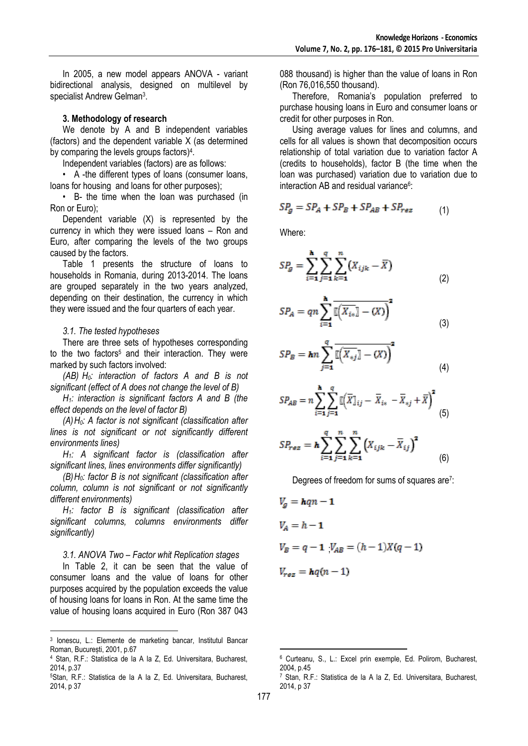In 2005, a new model appears ANOVA - variant bidirectional analysis, designed on multilevel by specialist Andrew Gelman[3].

### 3. Methodology of research

We denote by A and B independent variables (factors) and the dependent variable X (as determined by comparing the levels groups factors)[4].

Independent variables (factors) are as follows:

- A -the different types of loans (consumer loans, loans for housing and loans for other purposes);
- B- the time when the loan was purchased (in Ron or Euro);

Dependent variable (X) is represented by the currency in which they were issued loans – Ron and Euro, after comparing the levels of the two groups caused by the factors.

Table 1 presents the structure of loans to households in Romania, during 2013-2014. The loans are grouped separately in the two years analyzed, depending on their destination, the currency in which they were issued and the four quarters of each year.

#### *3.1. The tested hypotheses*

There are three sets of hypotheses corresponding to the two factors[5] and their interaction. They were marked by such factors involved:

*(AB) $H_0$: interaction of factors A and B is not significant (effect of A does not change the level of B)*

*$H_1$: interaction is significant factors A and B (the effect depends on the level of factor B)*

*(A) $H_0$: A factor is not significant (classification after lines is not significant or not significantly different environments lines)*

*$H_1$: A significant factor is (classification after significant lines, lines environments differ significantly)*

*(B) $H_0$: factor B is not significant (classification after column, column is not significant or not significantly different environments)*

*$H_1$: factor B is significant (classification after significant columns, columns environments differ significantly)*

#### *3.1. ANOVA Two – Factor whit Replication stages*

In Table 2, it can be seen that the value of consumer loans and the value of loans for other purposes acquired by the population exceeds the value of housing loans for loans in Ron. At the same time the value of housing loans acquired in Euro (Ron 387 043 088 thousand) is higher than the value of loans in Ron (Ron 76,016,550 thousand).

Therefore, Romania's population preferred to purchase housing loans in Euro and consumer loans or credit for other purposes in Ron.

Using average values for lines and columns, and cells for all values is shown that decomposition occurs relationship of total variation due to variation factor A (credits to households), factor B (the time when the loan was purchased) variation due to variation due to interaction AB and residual variance[6]:

$$SP_g = SP_A + SP_B + SP_{AB} + SP_{rez} \tag{1}$$

Where:

$$SP_g = \sum_{i=1}^{h}\sum_{j=1}^{q}\sum_{k=1}^{n}(X_{ijk} - \bar{X}) \tag{2}$$

$$SP_A = qn\sum_{i=1}^{h}\overline{\left(\overline{X_{i*}} - (X)\right)}^2 \tag{3}$$

$$SP_B = hn\sum_{j=1}^{q}\overline{\left(\overline{X_{*j}} - (X)\right)}^2 \tag{4}$$

$$SP_{AB} = n\sum_{i=1}^{h}\sum_{j=1}^{q}\left(\bar{X}_{ij} - \bar{X}_{i*} - \bar{X}_{*j} + \bar{X}\right)^2 \tag{5}$$

$$SP_{rez} = h\sum_{i=1}^{q}\sum_{j=1}^{n}\sum_{k=1}^{n}\left(X_{ijk} - \bar{X}_{ij}\right)^2 \tag{6}$$

Degrees of freedom for sums of squares are[7]:

$$V_g = hqn - 1$$

$$V_A = h - 1$$

$$V_B = q - 1 \ ; V_{AB} = (h-1)X(q-1)$$

$$V_{rez} = hq(n-1)$$

---

[3] Ionescu, L.: Elemente de marketing bancar, Institutul Bancar Roman, București, 2001, p.67

[4] Stan, R.F.: Statistica de la A la Z, Ed. Universitara, Bucharest, 2014, p.37

[5] Stan, R.F.: Statistica de la A la Z, Ed. Universitara, Bucharest, 2014, p 37

[6] Curteanu, S., L.: Excel prin exemple, Ed. Polirom, Bucharest, 2004, p.45

[7] Stan, R.F.: Statistica de la A la Z, Ed. Universitara, Bucharest, 2014, p 37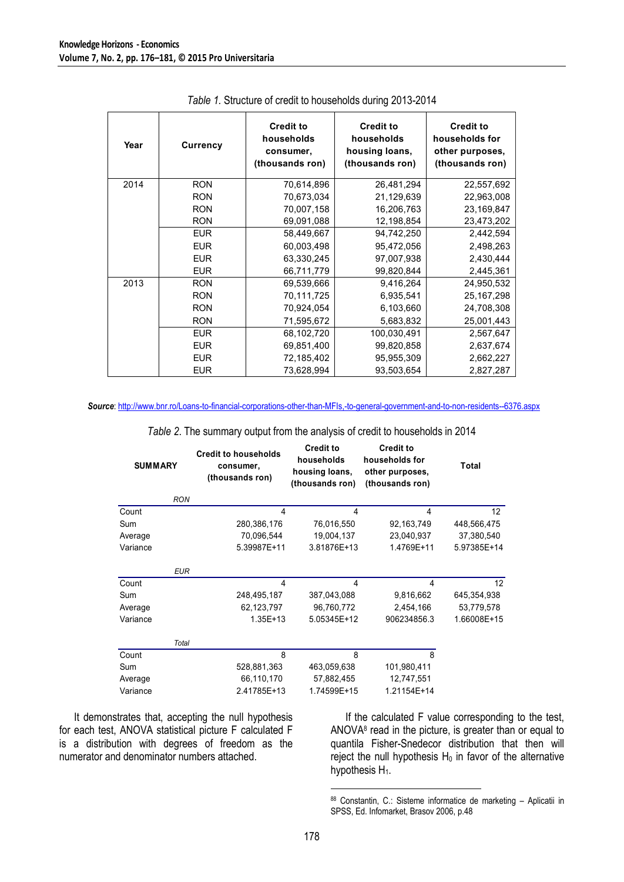*Table 1.* Structure of credit to households during 2013-2014

| Year | Currency | Credit to households consumer, (thousands ron) | Credit to households housing loans, (thousands ron) | Credit to households for other purposes, (thousands ron) |
|---|---|---|---|---|
| 2014 | RON | 70,614,896 | 26,481,294 | 22,557,692 |
| | RON | 70,673,034 | 21,129,639 | 22,963,008 |
| | RON | 70,007,158 | 16,206,763 | 23,169,847 |
| | RON | 69,091,088 | 12,198,854 | 23,473,202 |
| | EUR | 58,449,667 | 94,742,250 | 2,442,594 |
| | EUR | 60,003,498 | 95,472,056 | 2,498,263 |
| | EUR | 63,330,245 | 97,007,938 | 2,430,444 |
| | EUR | 66,711,779 | 99,820,844 | 2,445,361 |
| 2013 | RON | 69,539,666 | 9,416,264 | 24,950,532 |
| | RON | 70,111,725 | 6,935,541 | 25,167,298 |
| | RON | 70,924,054 | 6,103,660 | 24,708,308 |
| | RON | 71,595,672 | 5,683,832 | 25,001,443 |
| | EUR | 68,102,720 | 100,030,491 | 2,567,647 |
| | EUR | 69,851,400 | 99,820,858 | 2,637,674 |
| | EUR | 72,185,402 | 95,955,309 | 2,662,227 |
| | EUR | 73,628,994 | 93,503,654 | 2,827,287 |

***Source***: http://www.bnr.ro/Loans-to-financial-corporations-other-than-MFIs,-to-general-government-and-to-non-residents--6376.aspx

*Table 2.* The summary output from the analysis of credit to households in 2014

| SUMMARY | Credit to households consumer, (thousands ron) | Credit to households housing loans, (thousands ron) | Credit to households for other purposes, (thousands ron) | Total |
|---|---|---|---|---|
| *RON* | | | | |
| Count | 4 | 4 | 4 | 12 |
| Sum | 280,386,176 | 76,016,550 | 92,163,749 | 448,566,475 |
| Average | 70,096,544 | 19,004,137 | 23,040,937 | 37,380,540 |
| Variance | 5.39987E+11 | 3.81876E+13 | 1.4769E+11 | 5.97385E+14 |
| *EUR* | | | | |
| Count | 4 | 4 | 4 | 12 |
| Sum | 248,495,187 | 387,043,088 | 9,816,662 | 645,354,938 |
| Average | 62,123,797 | 96,760,772 | 2,454,166 | 53,779,578 |
| Variance | 1.35E+13 | 5.05345E+12 | 906234856.3 | 1.66008E+15 |
| *Total* | | | | |
| Count | 8 | 8 | 8 | |
| Sum | 528,881,363 | 463,059,638 | 101,980,411 | |
| Average | 66,110,170 | 57,882,455 | 12,747,551 | |
| Variance | 2.41785E+13 | 1.74599E+15 | 1.21154E+14 | |

It demonstrates that, accepting the null hypothesis for each test, ANOVA statistical picture F calculated F is a distribution with degrees of freedom as the numerator and denominator numbers attached.

If the calculated F value corresponding to the test, ANOVA[8] read in the picture, is greater than or equal to quantila Fisher-Snedecor distribution that then will reject the null hypothesis $H_0$ in favor of the alternative hypothesis $H_1$.

[8] Constantin, C.: Sisteme informatice de marketing – Aplicatii in SPSS, Ed. Infomarket, Brasov 2006, p.48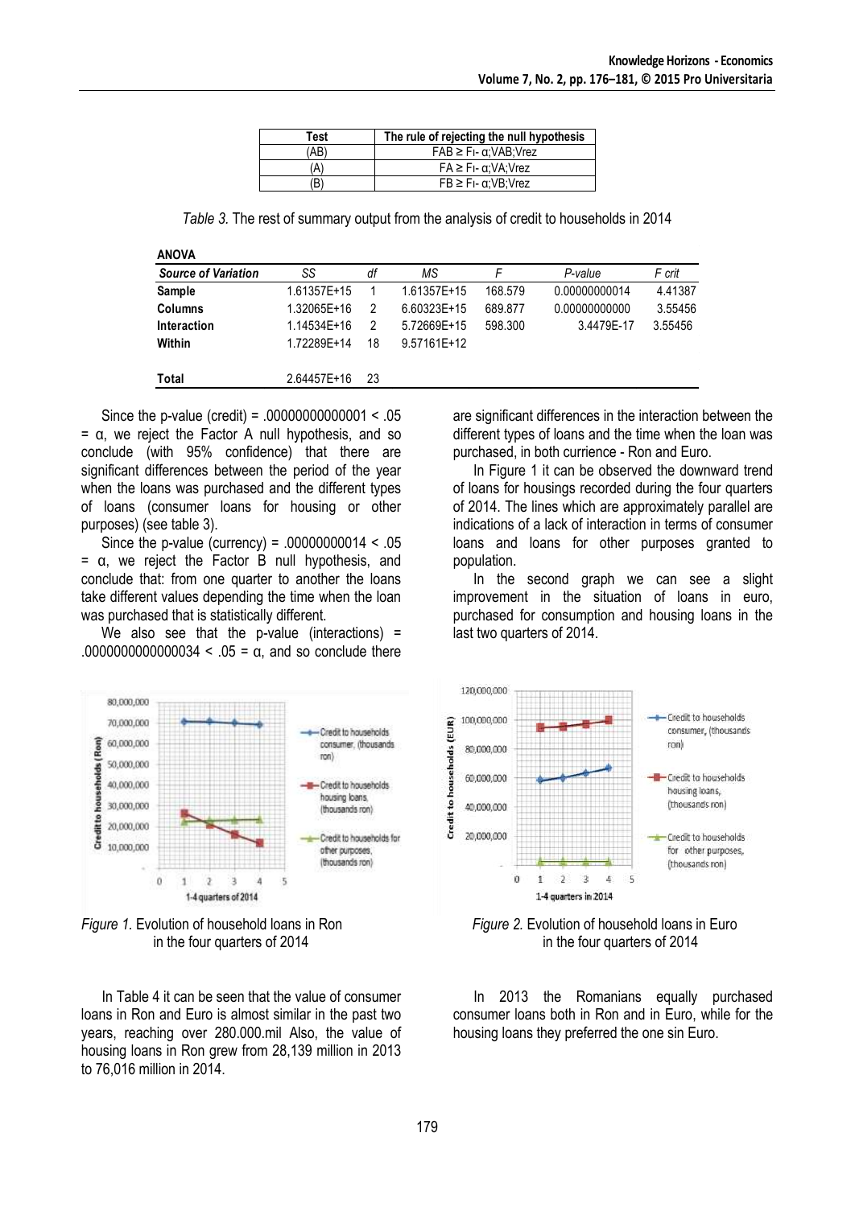| Test | The rule of rejecting the null hypothesis |
|---|---|
| (AB) | $F_{AB} \geq F_{1-\alpha;VAB;Vrez}$ |
| (A) | $F_A \geq F_{1-\alpha;VA;Vrez}$ |
| (B) | $F_B \geq F_{1-\alpha;VB;Vrez}$ |

*Table 3.* The rest of summary output from the analysis of credit to households in 2014

**ANOVA**

| *Source of Variation* | *SS* | *df* | *MS* | *F* | *P-value* | *F crit* |
|---|---|---|---|---|---|---|
| **Sample** | 1.61357E+15 | 1 | 1.61357E+15 | 168.579 | 0.00000000014 | 4.41387 |
| **Columns** | 1.32065E+16 | 2 | 6.60323E+15 | 689.877 | 0.00000000000 | 3.55456 |
| **Interaction** | 1.14534E+16 | 2 | 5.72669E+15 | 598.300 | 3.4479E-17 | 3.55456 |
| **Within** | 1.72289E+14 | 18 | 9.57161E+12 | | | |
| | | | | | | |
| **Total** | 2.64457E+16 | 23 | | | | |

Since the p-value (credit) = .00000000000001 < .05 = α, we reject the Factor A null hypothesis, and so conclude (with 95% confidence) that there are significant differences between the period of the year when the loans was purchased and the different types of loans (consumer loans for housing or other purposes) (see table 3).

Since the p-value (currency) = .00000000014 < .05 = α, we reject the Factor B null hypothesis, and conclude that: from one quarter to another the loans take different values depending the time when the loan was purchased that is statistically different.

We also see that the p-value (interactions) = .0000000000000034 < .05 = α, and so conclude there are significant differences in the interaction between the different types of loans and the time when the loan was purchased, in both currencie - Ron and Euro.

In Figure 1 it can be observed the downward trend of loans for housings recorded during the four quarters of 2014. The lines which are approximately parallel are indications of a lack of interaction in terms of consumer loans and loans for other purposes granted to population.

In the second graph we can see a slight improvement in the situation of loans in euro, purchased for consumption and housing loans in the last two quarters of 2014.

*Figure 1.* Evolution of household loans in Ron in the four quarters of 2014

*Figure 2.* Evolution of household loans in Euro in the four quarters of 2014

In Table 4 it can be seen that the value of consumer loans in Ron and Euro is almost similar in the past two years, reaching over 280.000.mil Also, the value of housing loans in Ron grew from 28,139 million in 2013 to 76,016 million in 2014.

In 2013 the Romanians equally purchased consumer loans both in Ron and in Euro, while for the housing loans they preferred the one sin Euro.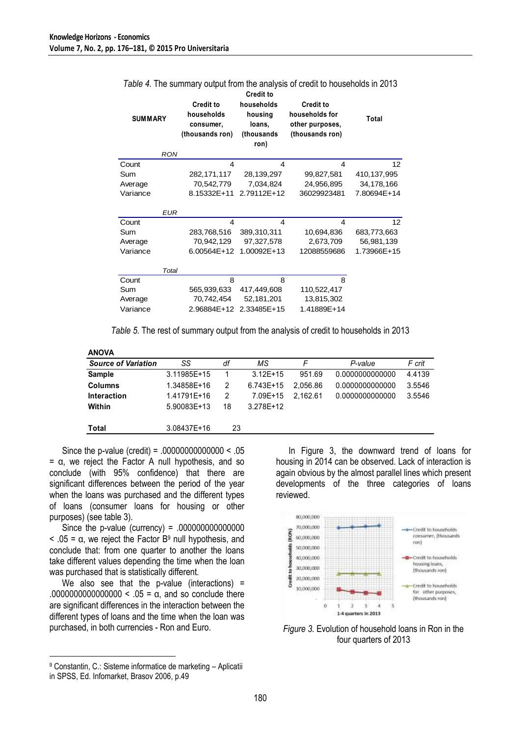*Table 4.* The summary output from the analysis of credit to households in 2013

| SUMMARY | Credit to households consumer, (thousands ron) | Credit to households housing loans, (thousands ron) | Credit to households for other purposes, (thousands ron) | Total |
|---|---|---|---|---|
| *RON* | | | | |
| Count | 4 | 4 | 4 | 12 |
| Sum | 282,171,117 | 28,139,297 | 99,827,581 | 410,137,995 |
| Average | 70,542,779 | 7,034,824 | 24,956,895 | 34,178,166 |
| Variance | 8.15332E+11 | 2.79112E+12 | 36029923481 | 7.80694E+14 |
| *EUR* | | | | |
| Count | 4 | 4 | 4 | 12 |
| Sum | 283,768,516 | 389,310,311 | 10,694,836 | 683,773,663 |
| Average | 70,942,129 | 97,327,578 | 2,673,709 | 56,981,139 |
| Variance | 6.00564E+12 | 1.00092E+13 | 12088559686 | 1.73966E+15 |
| *Total* | | | | |
| Count | 8 | 8 | 8 | |
| Sum | 565,939,633 | 417,449,608 | 110,522,417 | |
| Average | 70,742,454 | 52,181,201 | 13,815,302 | |
| Variance | 2.96884E+12 | 2.33485E+15 | 1.41889E+14 | |

*Table 5.* The rest of summary output from the analysis of credit to households in 2013

**ANOVA**

| *Source of Variation* | *SS* | *df* | *MS* | *F* | *P-value* | *F crit* |
|---|---|---|---|---|---|---|
| **Sample** | 3.11985E+15 | 1 | 3.12E+15 | 951.69 | 0.0000000000000 | 4.4139 |
| **Columns** | 1.34858E+16 | 2 | 6.743E+15 | 2,056.86 | 0.0000000000000 | 3.5546 |
| **Interaction** | 1.41791E+16 | 2 | 7.09E+15 | 2,162.61 | 0.0000000000000 | 3.5546 |
| **Within** | 5.90083E+13 | 18 | 3.278E+12 | | | |
| **Total** | 3.08437E+16 | 23 | | | | |

Since the p-value (credit) = .00000000000000 < .05 = α, we reject the Factor A null hypothesis, and so conclude (with 95% confidence) that there are significant differences between the period of the year when the loans was purchased and the different types of loans (consumer loans for housing or other purposes) (see table 3).

Since the p-value (currency) = .000000000000000 < .05 = α, we reject the Factor B[9] null hypothesis, and conclude that: from one quarter to another the loans take different values depending the time when the loan was purchased that is statistically different.

We also see that the p-value (interactions) = .0000000000000000 < .05 = α, and so conclude there are significant differences in the interaction between the different types of loans and the time when the loan was purchased, in both currencies - Ron and Euro.

In Figure 3, the downward trend of loans for housing in 2014 can be observed. Lack of interaction is again obvious by the almost parallel lines which present developments of the three categories of loans reviewed.

*Figure 3.* Evolution of household loans in Ron in the four quarters of 2013

[9] Constantin, C.: Sisteme informatice de marketing – Aplicatii in SPSS, Ed. Infomarket, Brasov 2006, p.49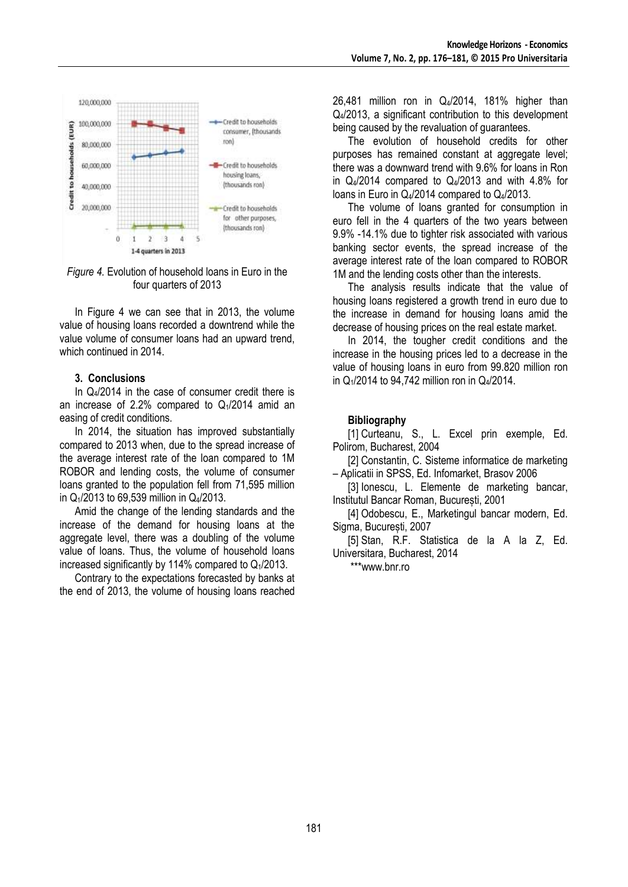120,000,000
100,000,000
80,000,000
60,000,000
40,000,000
20,000,000
-
Credit to households (EUR)
0 1 2 3 4 5
1-4 quarters in 2013
Credit to households consumer, (thousands ron)
Credit to households housing loans, (thousands ron)
Credit to households for other purposes, (thousands ron)

*Figure 4.* Evolution of household loans in Euro in the four quarters of 2013

In Figure 4 we can see that in 2013, the volume value of housing loans recorded a downtrend while the value volume of consumer loans had an upward trend, which continued in 2014.

### 3. Conclusions

In $Q_4$/2014 in the case of consumer credit there is an increase of 2.2% compared to $Q_1$/2014 amid an easing of credit conditions.

In 2014, the situation has improved substantially compared to 2013 when, due to the spread increase of the average interest rate of the loan compared to 1M ROBOR and lending costs, the volume of consumer loans granted to the population fell from 71,595 million in $Q_1$/2013 to 69,539 million in $Q_4$/2013.

Amid the change of the lending standards and the increase of the demand for housing loans at the aggregate level, there was a doubling of the volume value of loans. Thus, the volume of household loans increased significantly by 114% compared to $Q_1$/2013.

Contrary to the expectations forecasted by banks at the end of 2013, the volume of housing loans reached 26,481 million ron in $Q_4$/2014, 181% higher than $Q_4$/2013, a significant contribution to this development being caused by the revaluation of guarantees.

The evolution of household credits for other purposes has remained constant at aggregate level; there was a downward trend with 9.6% for loans in Ron in $Q_4$/2014 compared to $Q_4$/2013 and with 4.8% for loans in Euro in $Q_4$/2014 compared to $Q_4$/2013.

The volume of loans granted for consumption in euro fell in the 4 quarters of the two years between 9.9% -14.1% due to tighter risk associated with various banking sector events, the spread increase of the average interest rate of the loan compared to ROBOR 1M and the lending costs other than the interests.

The analysis results indicate that the value of housing loans registered a growth trend in euro due to the increase in demand for housing loans amid the decrease of housing prices on the real estate market.

In 2014, the tougher credit conditions and the increase in the housing prices led to a decrease in the value of housing loans in euro from 99.820 million ron in $Q_1$/2014 to 94,742 million ron in $Q_4$/2014.

### Bibliography

[1] Curteanu, S., L. Excel prin exemple, Ed. Polirom, Bucharest, 2004

[2] Constantin, C. Sisteme informatice de marketing – Aplicatii in SPSS, Ed. Infomarket, Brasov 2006

[3] Ionescu, L. Elemente de marketing bancar, Institutul Bancar Roman, București, 2001

[4] Odobescu, E., Marketingul bancar modern, Ed. Sigma, București, 2007

[5] Stan, R.F. Statistica de la A la Z, Ed. Universitara, Bucharest, 2014

***www.bnr.ro